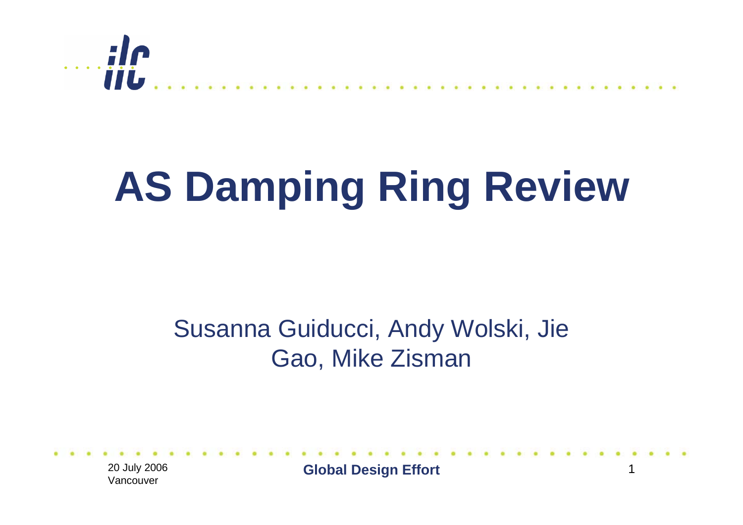# AS Damping Ring Review

Susanna Guiducci, Andy Wolski, Jie Gao, Mike Zisman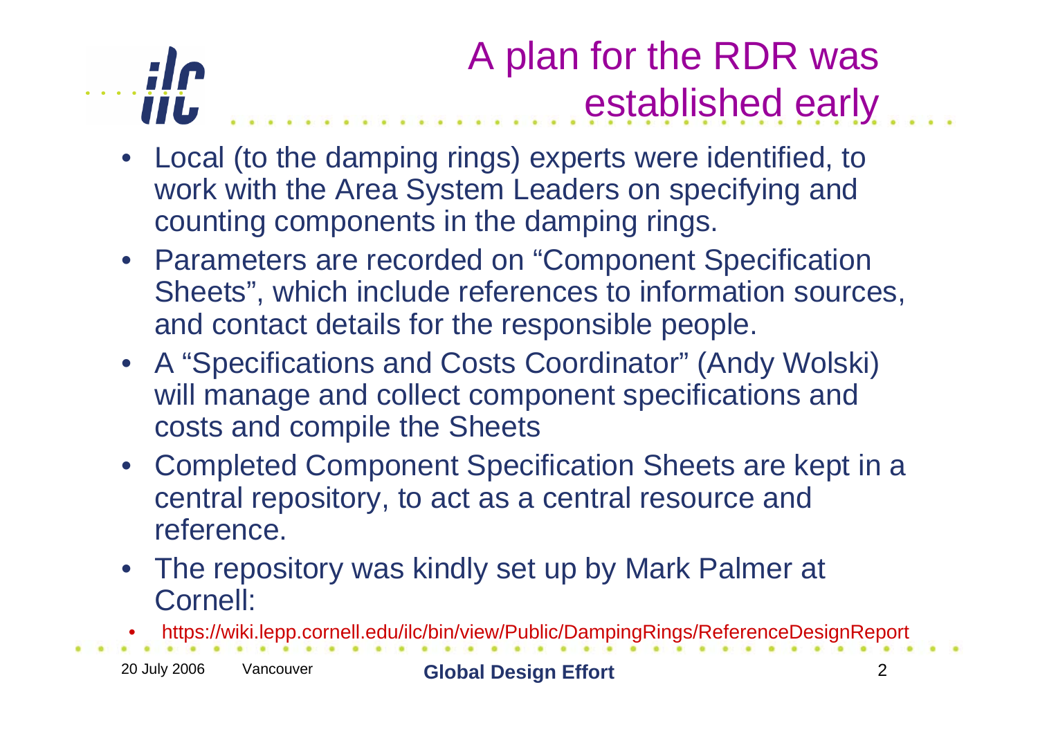# A plan for the RDR was established early

- Local (to the damping rings) experts were identified, to work with the Area System Leaders on specifying and counting components in the damping rings.
- Parameters are recorded on "Component Specification Sheets", which include references to information sources, and contact details for the responsible people.
- A "Specifications and Costs Coordinator" (Andy Wolski) will manage and collect component specifications and costs and compile the Sheets
- Completed Component Specification Sheets are kept in a central repository, to act as a central resource and reference.
- The repository was kindly set up by Mark Palmer at Cornell:
  - https://wiki.lepp.cornell.edu/ilc/bin/view/Public/DampingRings/ReferenceDesignReport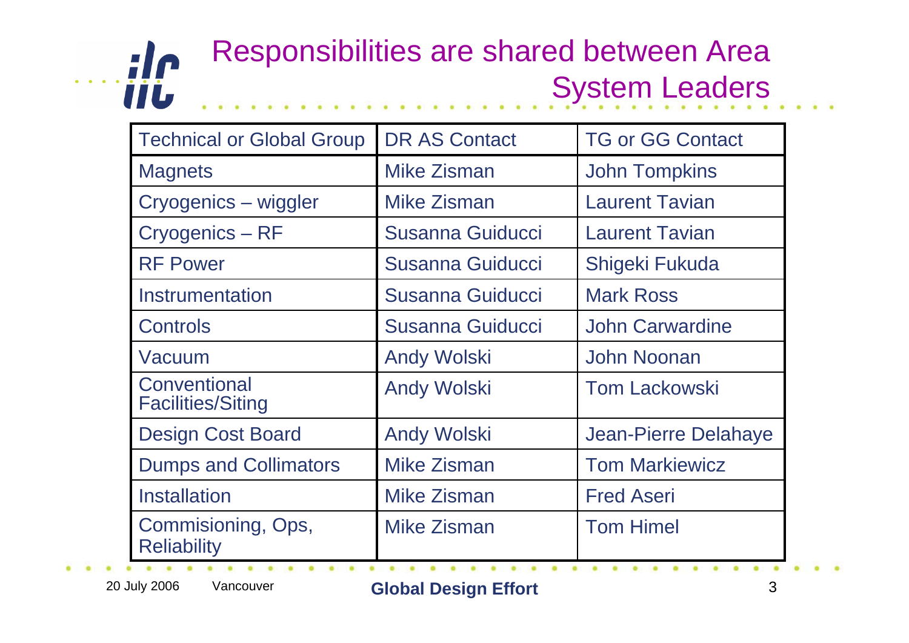# Responsibilities are shared between Area System Leaders

| Technical or Global Group | DR AS Contact | TG or GG Contact |
|---|---|---|
| Magnets | Mike Zisman | John Tompkins |
| Cryogenics – wiggler | Mike Zisman | Laurent Tavian |
| Cryogenics – RF | Susanna Guiducci | Laurent Tavian |
| RF Power | Susanna Guiducci | Shigeki Fukuda |
| Instrumentation | Susanna Guiducci | Mark Ross |
| Controls | Susanna Guiducci | John Carwardine |
| Vacuum | Andy Wolski | John Noonan |
| Conventional Facilities/Siting | Andy Wolski | Tom Lackowski |
| Design Cost Board | Andy Wolski | Jean-Pierre Delahaye |
| Dumps and Collimators | Mike Zisman | Tom Markiewicz |
| Installation | Mike Zisman | Fred Aseri |
| Commisioning, Ops, Reliability | Mike Zisman | Tom Himel |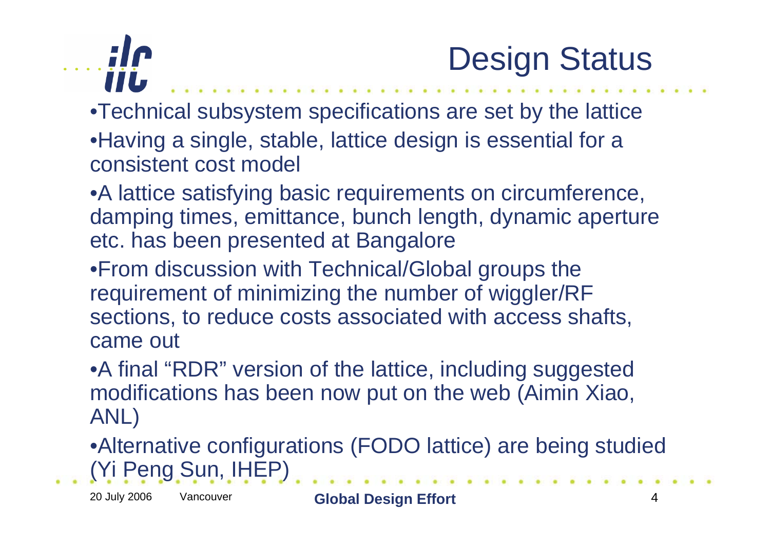# Design Status

- Technical subsystem specifications are set by the lattice
- Having a single, stable, lattice design is essential for a consistent cost model
- A lattice satisfying basic requirements on circumference, damping times, emittance, bunch length, dynamic aperture etc. has been presented at Bangalore
- From discussion with Technical/Global groups the requirement of minimizing the number of wiggler/RF sections, to reduce costs associated with access shafts, came out
- A final "RDR" version of the lattice, including suggested modifications has been now put on the web (Aimin Xiao, ANL)
- Alternative configurations (FODO lattice) are being studied (Yi Peng Sun, IHEP)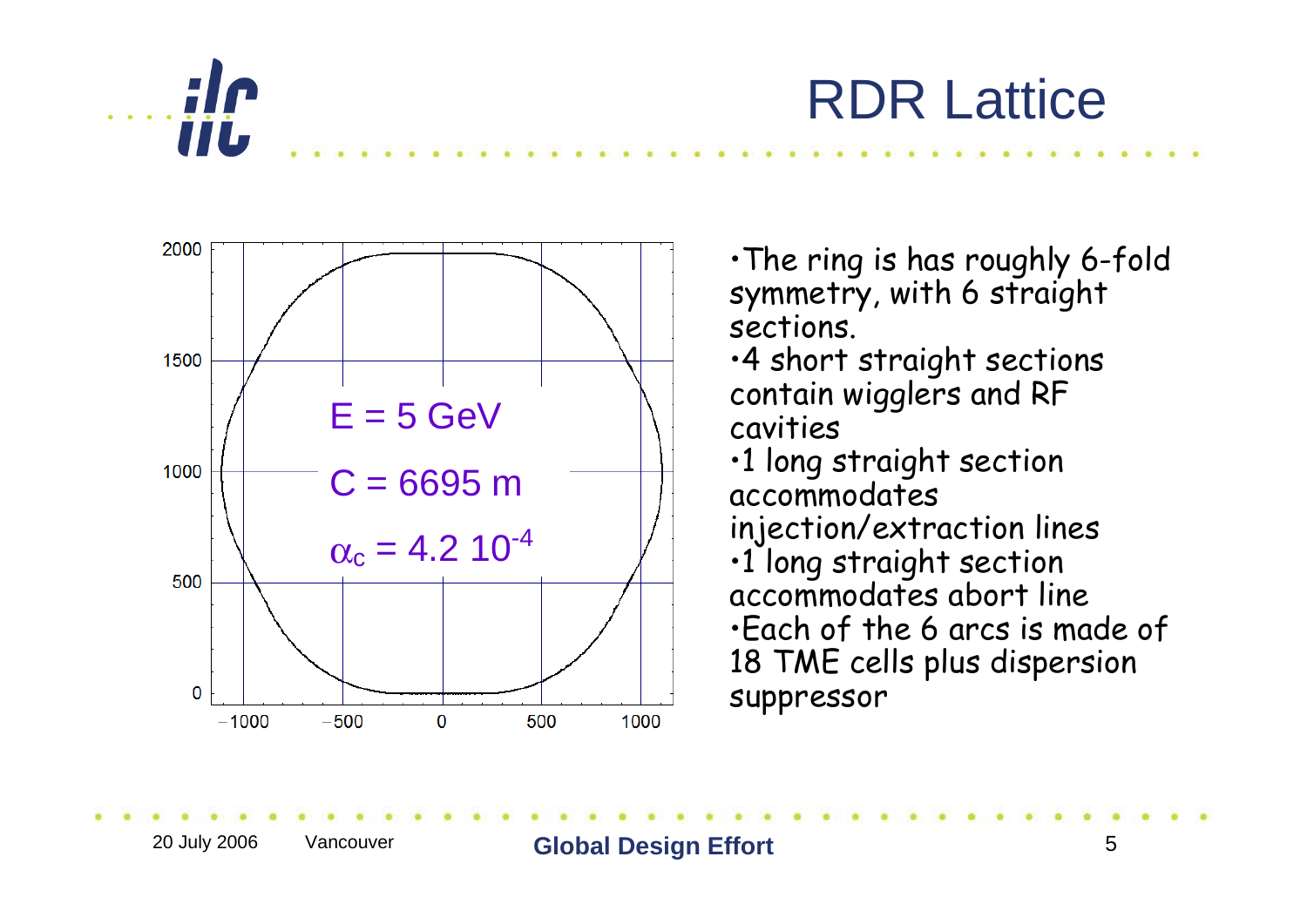# RDR Lattice

$E = 5$ GeV

$C = 6695$ m

$\alpha_c = 4.2\ 10^{-4}$

- The ring is has roughly 6-fold symmetry, with 6 straight sections.
- 4 short straight sections contain wigglers and RF cavities
- 1 long straight section accommodates injection/extraction lines
- 1 long straight section accommodates abort line
- Each of the 6 arcs is made of 18 TME cells plus dispersion suppressor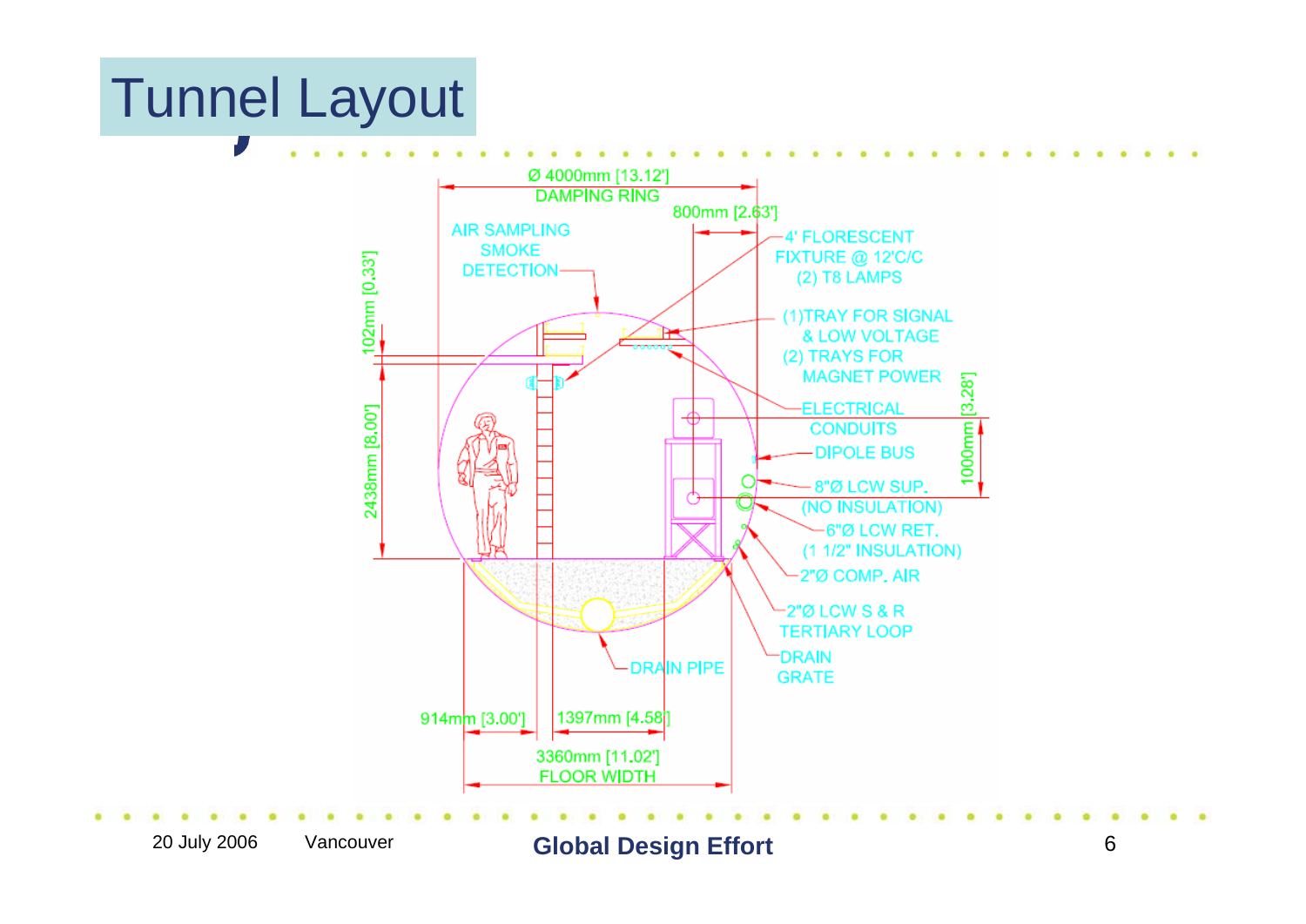# Tunnel Layout

Ø 4000mm [13.12']
DAMPING RING

800mm [2.63']

AIR SAMPLING
SMOKE
DETECTION

4' FLORESCENT
FIXTURE @ 12'C/C
(2) T8 LAMPS

(1)TRAY FOR SIGNAL
& LOW VOLTAGE
(2) TRAYS FOR
MAGNET POWER

102mm [0.33']

2438mm [8.00']

ELECTRICAL
CONDUITS

1000mm [3.28']

DIPOLE BUS

8"Ø LCW SUP.
(NO INSULATION)

6"Ø LCW RET.
(1 1/2" INSULATION)

2"Ø COMP. AIR

2"Ø LCW S & R
TERTIARY LOOP

DRAIN
GRATE

DRAIN PIPE

914mm [3.00']

1397mm [4.58']

3360mm [11.02']
FLOOR WIDTH

20 July 2006 Vancouver **Global Design Effort**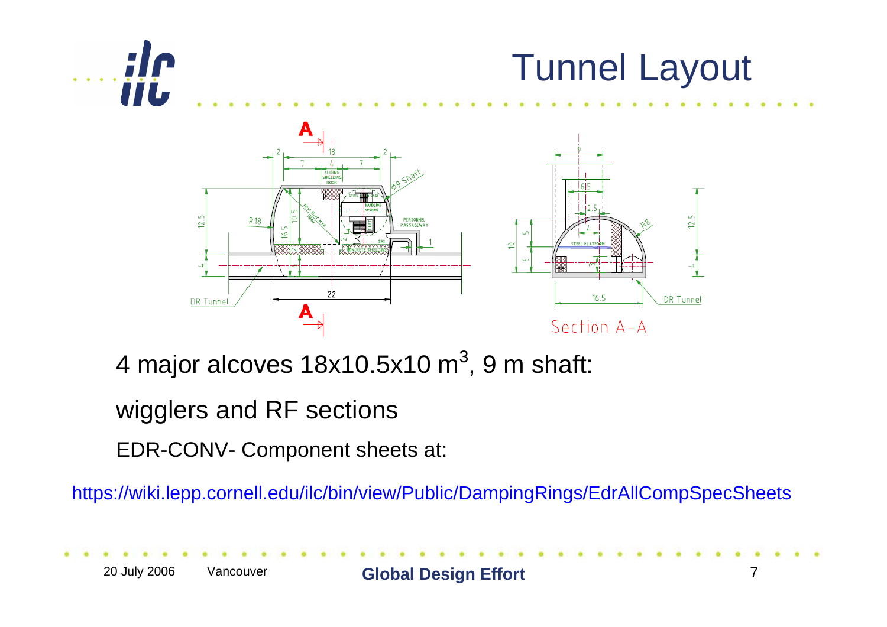# Tunnel Layout

4 major alcoves 18x10.5x10 $m^3$, 9 m shaft:

wigglers and RF sections

EDR-CONV- Component sheets at:

https://wiki.lepp.cornell.edu/ilc/bin/view/Public/DampingRings/EdrAllCompSpecSheets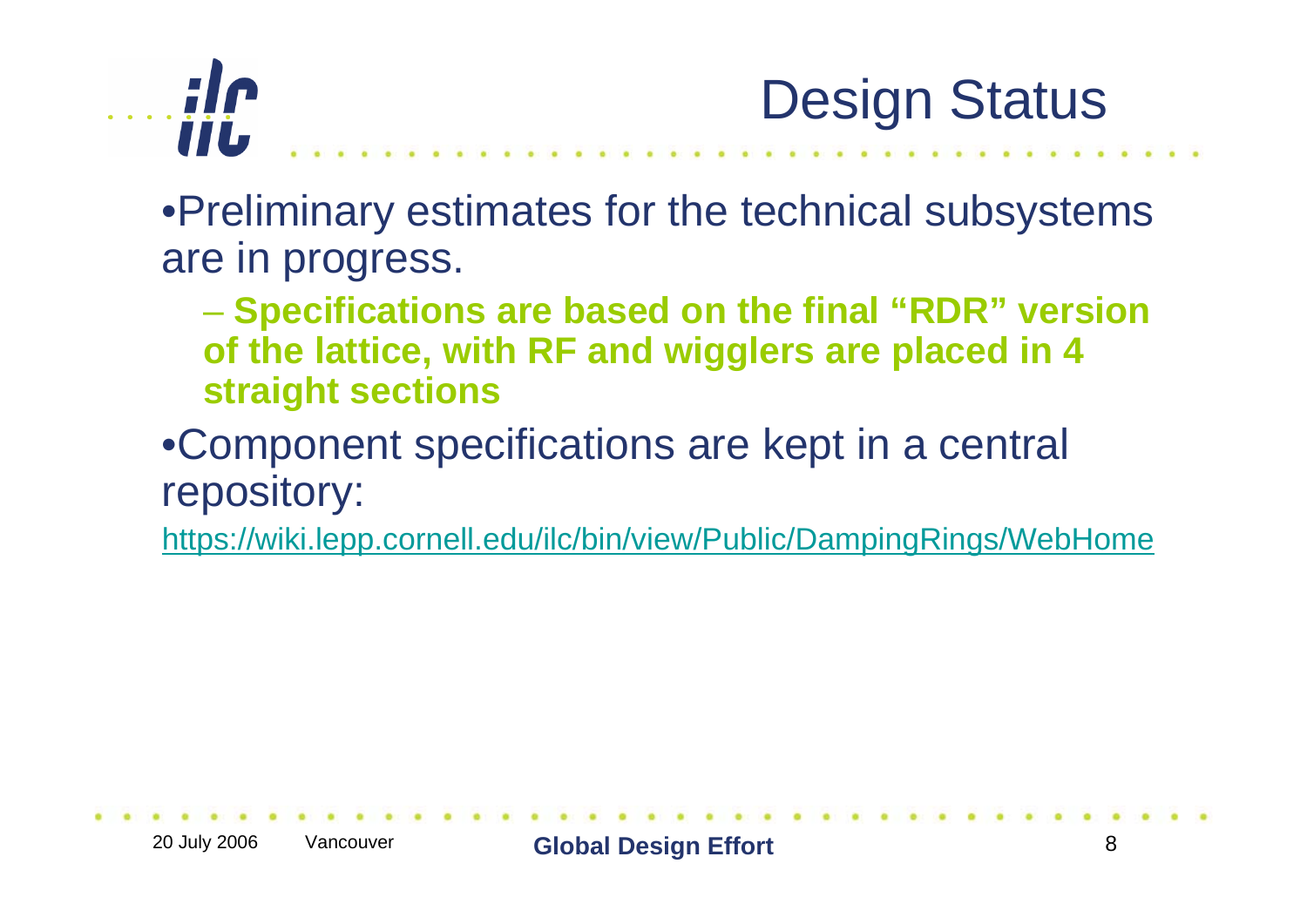# Design Status

- Preliminary estimates for the technical subsystems are in progress.
  - **Specifications are based on the final "RDR" version of the lattice, with RF and wigglers are placed in 4 straight sections**
- Component specifications are kept in a central repository:

https://wiki.lepp.cornell.edu/ilc/bin/view/Public/DampingRings/WebHome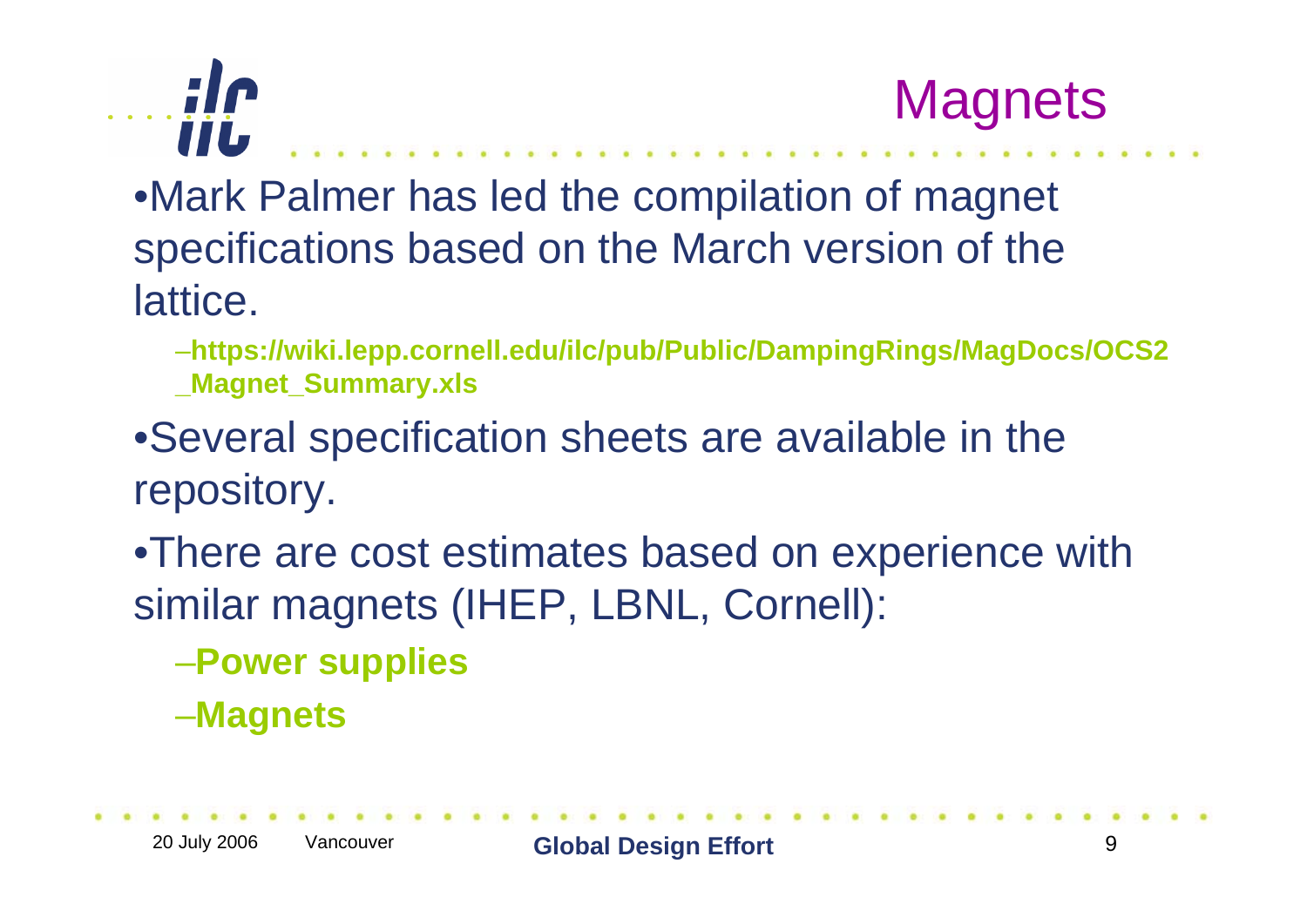# Magnets

- Mark Palmer has led the compilation of magnet specifications based on the March version of the lattice.
  - **https://wiki.lepp.cornell.edu/ilc/pub/Public/DampingRings/MagDocs/OCS2_Magnet_Summary.xls**
- Several specification sheets are available in the repository.
- There are cost estimates based on experience with similar magnets (IHEP, LBNL, Cornell):
  - **Power supplies**
  - **Magnets**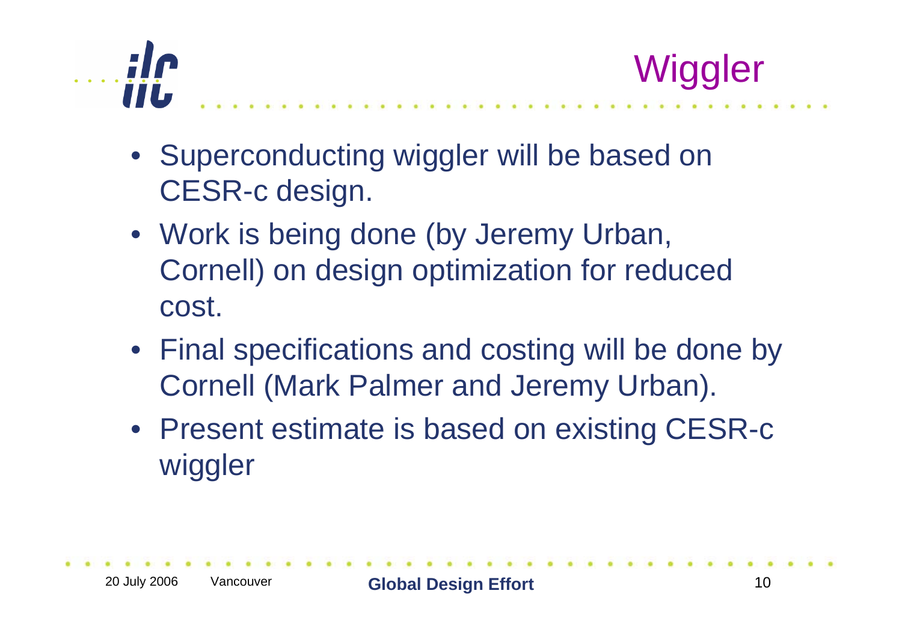# Wiggler

- Superconducting wiggler will be based on CESR-c design.
- Work is being done (by Jeremy Urban, Cornell) on design optimization for reduced cost.
- Final specifications and costing will be done by Cornell (Mark Palmer and Jeremy Urban).
- Present estimate is based on existing CESR-c wiggler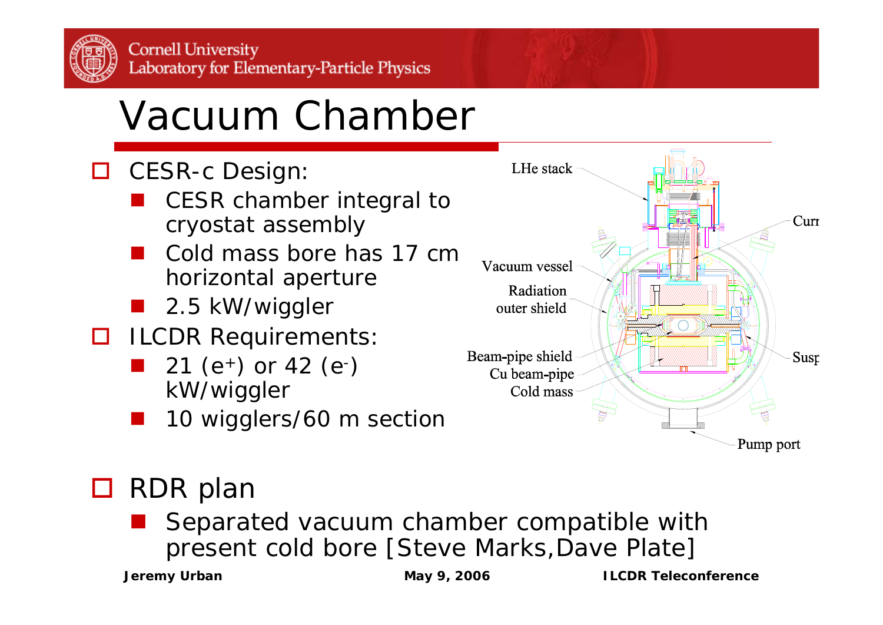# Vacuum Chamber

- CESR-c Design:
  - CESR chamber integral to cryostat assembly
  - Cold mass bore has 17 cm horizontal aperture
  - 2.5 kW/wiggler
- ILCDR Requirements:
  - 21 ($e^+$) or 42 ($e^-$) kW/wiggler
  - 10 wigglers/60 m section

LHe stack

Curr

Vacuum vessel

Radiation outer shield

Beam-pipe shield

Cu beam-pipe

Cold mass

Susp

Pump port

- RDR plan
  - Separated vacuum chamber compatible with present cold bore [Steve Marks,Dave Plate]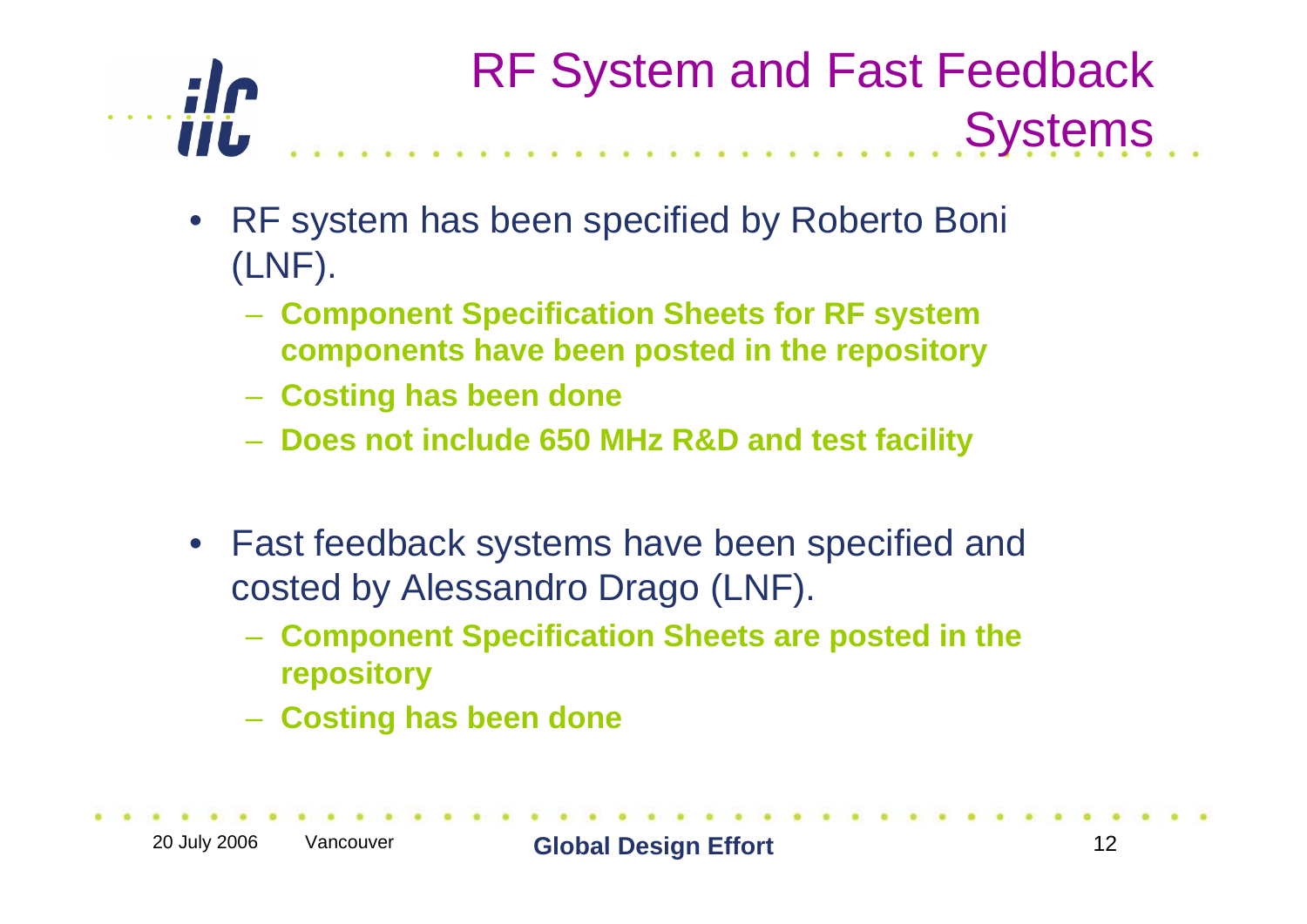# RF System and Fast Feedback Systems

- RF system has been specified by Roberto Boni (LNF).
  - **Component Specification Sheets for RF system components have been posted in the repository**
  - **Costing has been done**
  - **Does not include 650 MHz R&D and test facility**

- Fast feedback systems have been specified and costed by Alessandro Drago (LNF).
  - **Component Specification Sheets are posted in the repository**
  - **Costing has been done**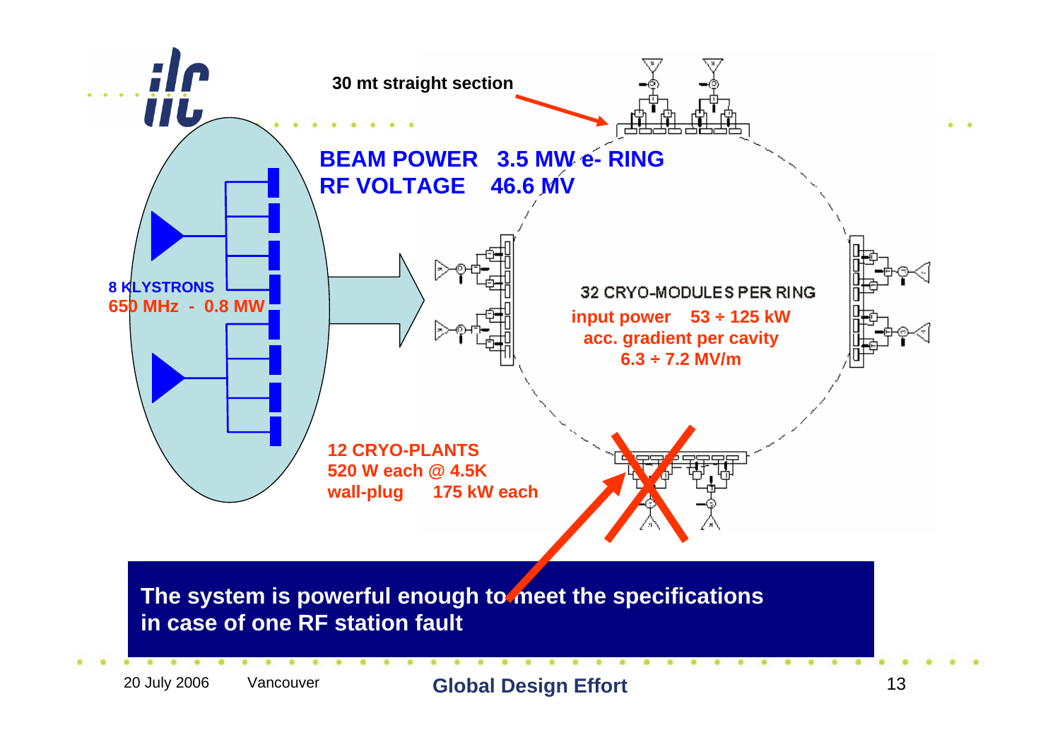30 mt straight section

**BEAM POWER 3.5 MW e- RING**

**RF VOLTAGE 46.6 MV**

**8 KLYSTRONS**

**650 MHz - 0.8 MW**

32 CRYO-MODULES PER RING

**input power 53 ÷ 125 kW**

**acc. gradient per cavity 6.3 ÷ 7.2 MV/m**

**12 CRYO-PLANTS**

**520 W each @ 4.5K**

**wall-plug 175 kW each**

**The system is powerful enough to meet the specifications in case of one RF station fault**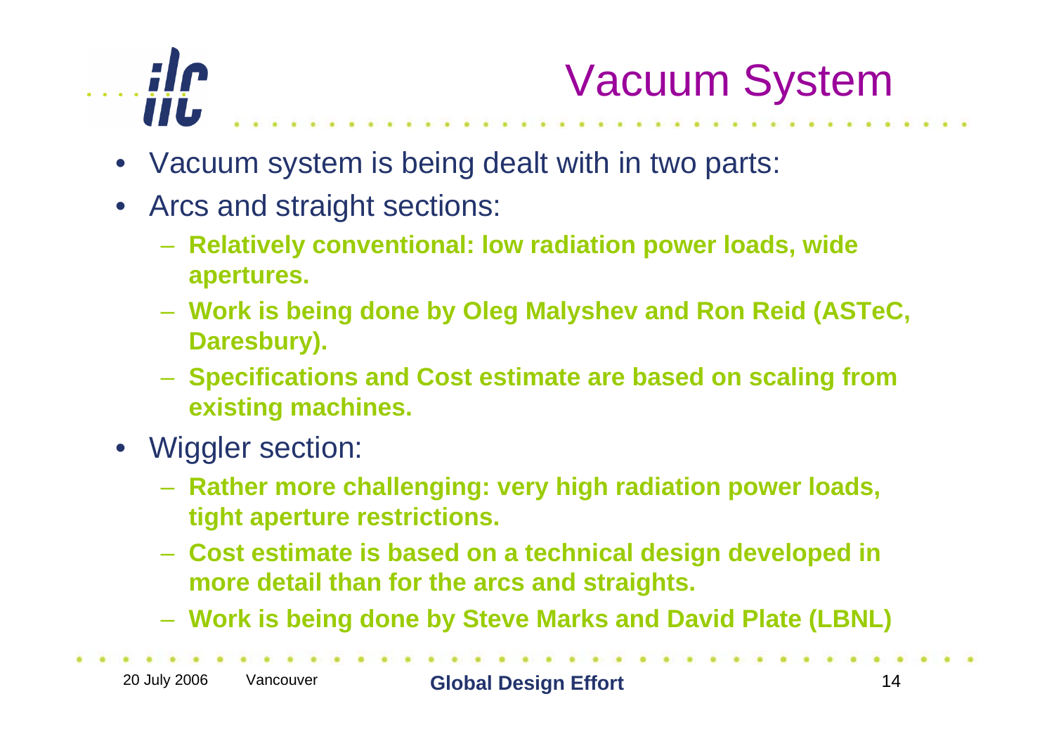# Vacuum System

- Vacuum system is being dealt with in two parts:
- Arcs and straight sections:
  - **Relatively conventional: low radiation power loads, wide apertures.**
  - **Work is being done by Oleg Malyshev and Ron Reid (ASTeC, Daresbury).**
  - **Specifications and Cost estimate are based on scaling from existing machines.**
- Wiggler section:
  - **Rather more challenging: very high radiation power loads, tight aperture restrictions.**
  - **Cost estimate is based on a technical design developed in more detail than for the arcs and straights.**
  - **Work is being done by Steve Marks and David Plate (LBNL)**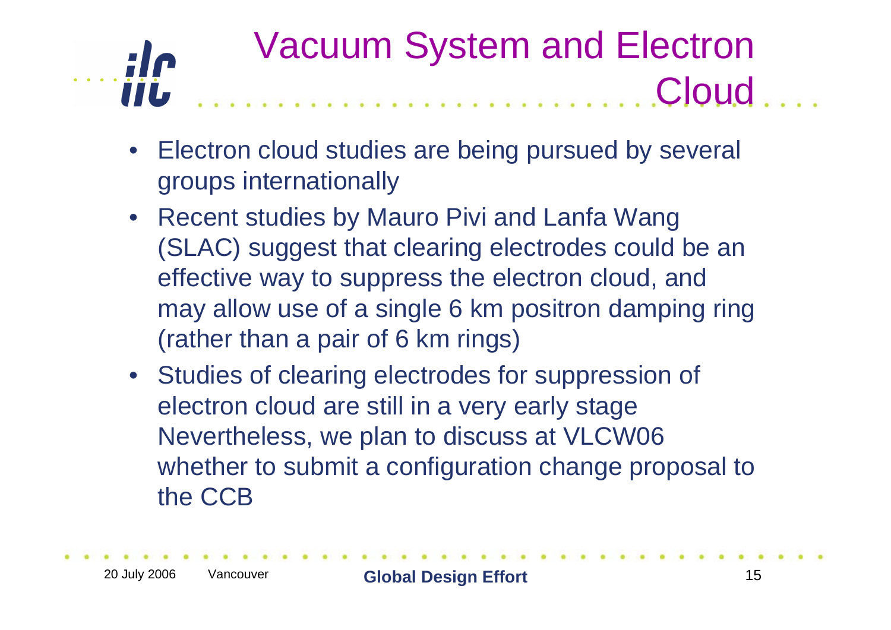# Vacuum System and Electron Cloud

- Electron cloud studies are being pursued by several groups internationally
- Recent studies by Mauro Pivi and Lanfa Wang (SLAC) suggest that clearing electrodes could be an effective way to suppress the electron cloud, and may allow use of a single 6 km positron damping ring (rather than a pair of 6 km rings)
- Studies of clearing electrodes for suppression of electron cloud are still in a very early stage Nevertheless, we plan to discuss at VLCW06 whether to submit a configuration change proposal to the CCB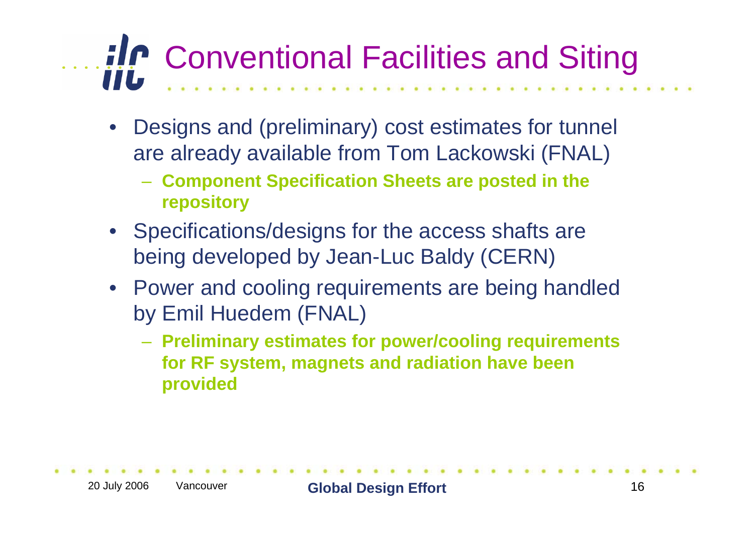# Conventional Facilities and Siting

- Designs and (preliminary) cost estimates for tunnel are already available from Tom Lackowski (FNAL)
  - **Component Specification Sheets are posted in the repository**
- Specifications/designs for the access shafts are being developed by Jean-Luc Baldy (CERN)
- Power and cooling requirements are being handled by Emil Huedem (FNAL)
  - **Preliminary estimates for power/cooling requirements for RF system, magnets and radiation have been provided**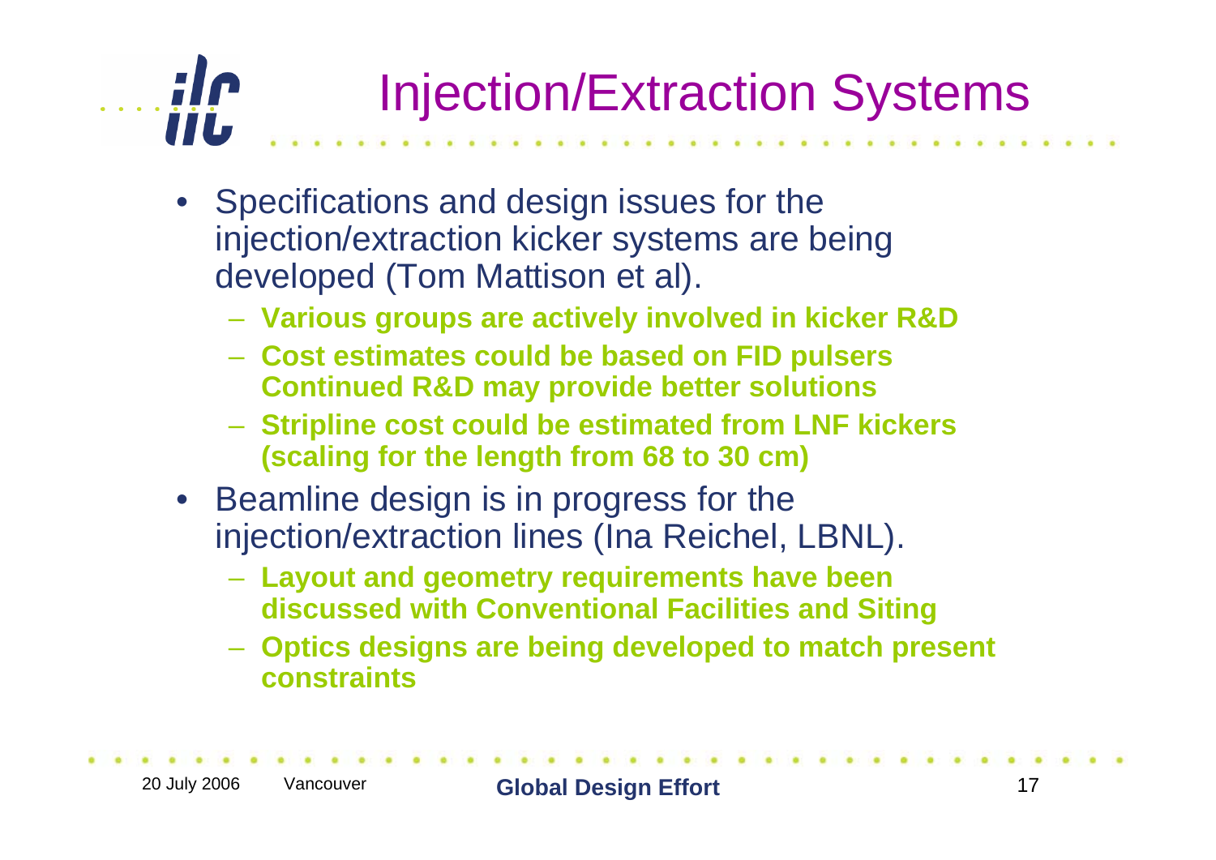# Injection/Extraction Systems

- Specifications and design issues for the injection/extraction kicker systems are being developed (Tom Mattison et al).
  - **Various groups are actively involved in kicker R&D**
  - **Cost estimates could be based on FID pulsers Continued R&D may provide better solutions**
  - **Stripline cost could be estimated from LNF kickers (scaling for the length from 68 to 30 cm)**
- Beamline design is in progress for the injection/extraction lines (Ina Reichel, LBNL).
  - **Layout and geometry requirements have been discussed with Conventional Facilities and Siting**
  - **Optics designs are being developed to match present constraints**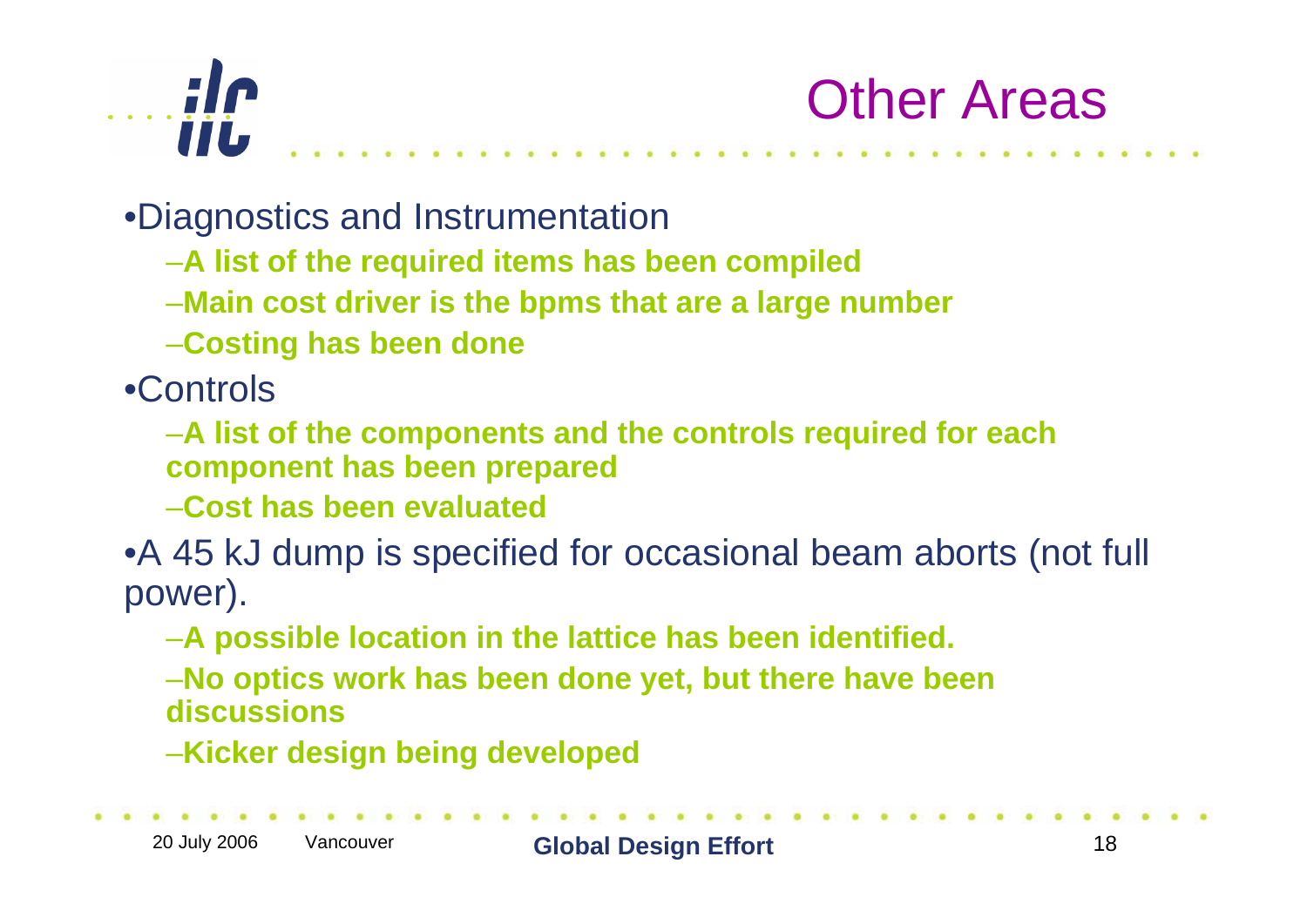# Other Areas

- Diacnostics and Instrumentation
  - **A list of the required items has been compiled**
  - **Main cost driver is the bpms that are a large number**
  - **Costing has been done**
- Controls
  - **A list of the components and the controls required for each component has been prepared**
  - **Cost has been evaluated**
- A 45 kJ dump is specified for occasional beam aborts (not full power).
  - **A possible location in the lattice has been identified.**
  - **No optics work has been done yet, but there have been discussions**
  - **Kicker design being developed**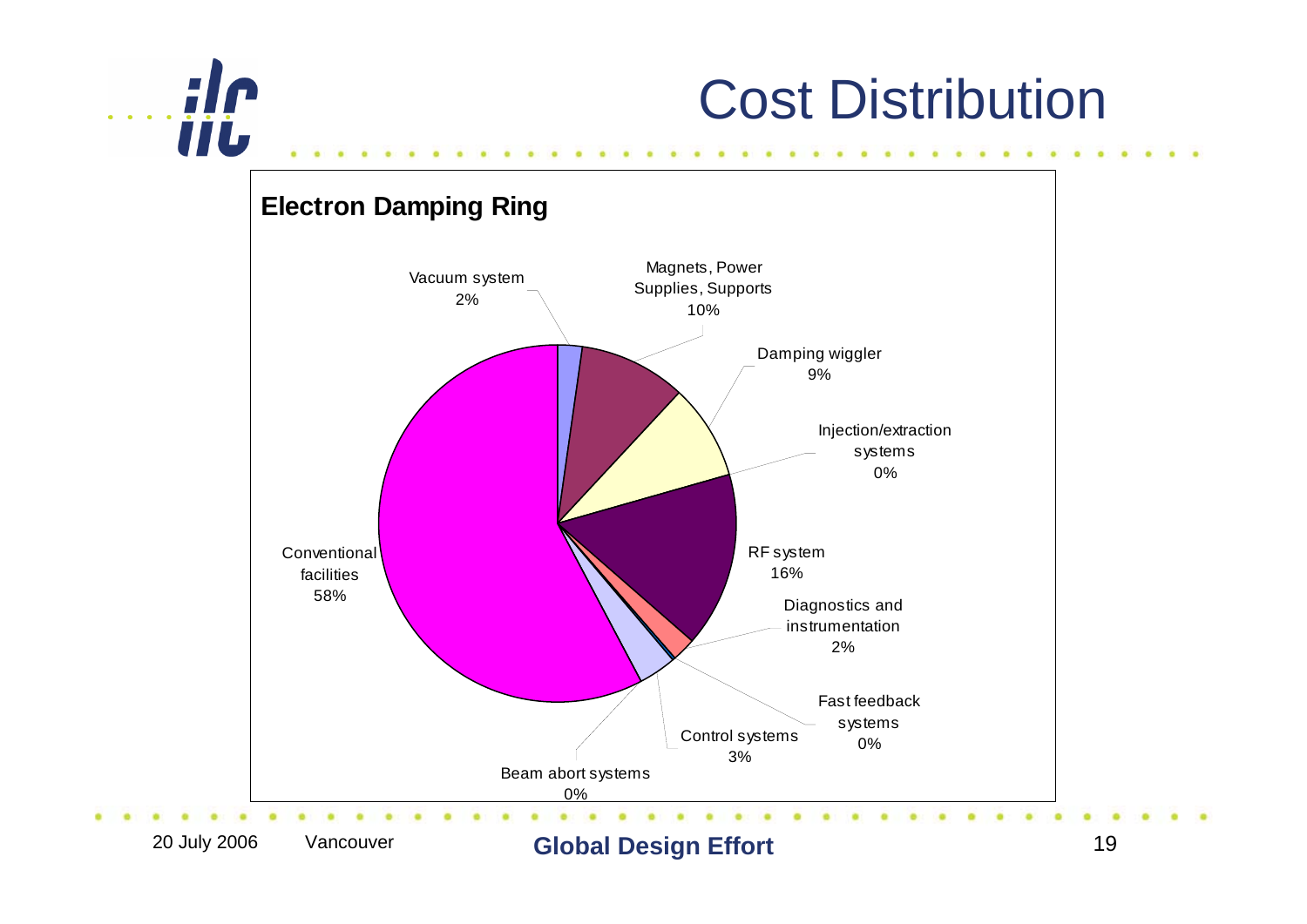# Cost Distribution

**Electron Damping Ring**

| Component | Share |
|---|---|
| Vacuum system | 2% |
| Magnets, Power Supplies, Supports | 10% |
| Damping wiggler | 9% |
| Injection/extraction systems | 0% |
| RF system | 16% |
| Diagnostics and instrumentation | 2% |
| Fast feedback systems | 0% |
| Control systems | 3% |
| Beam abort systems | 0% |
| Conventional facilities | 58% |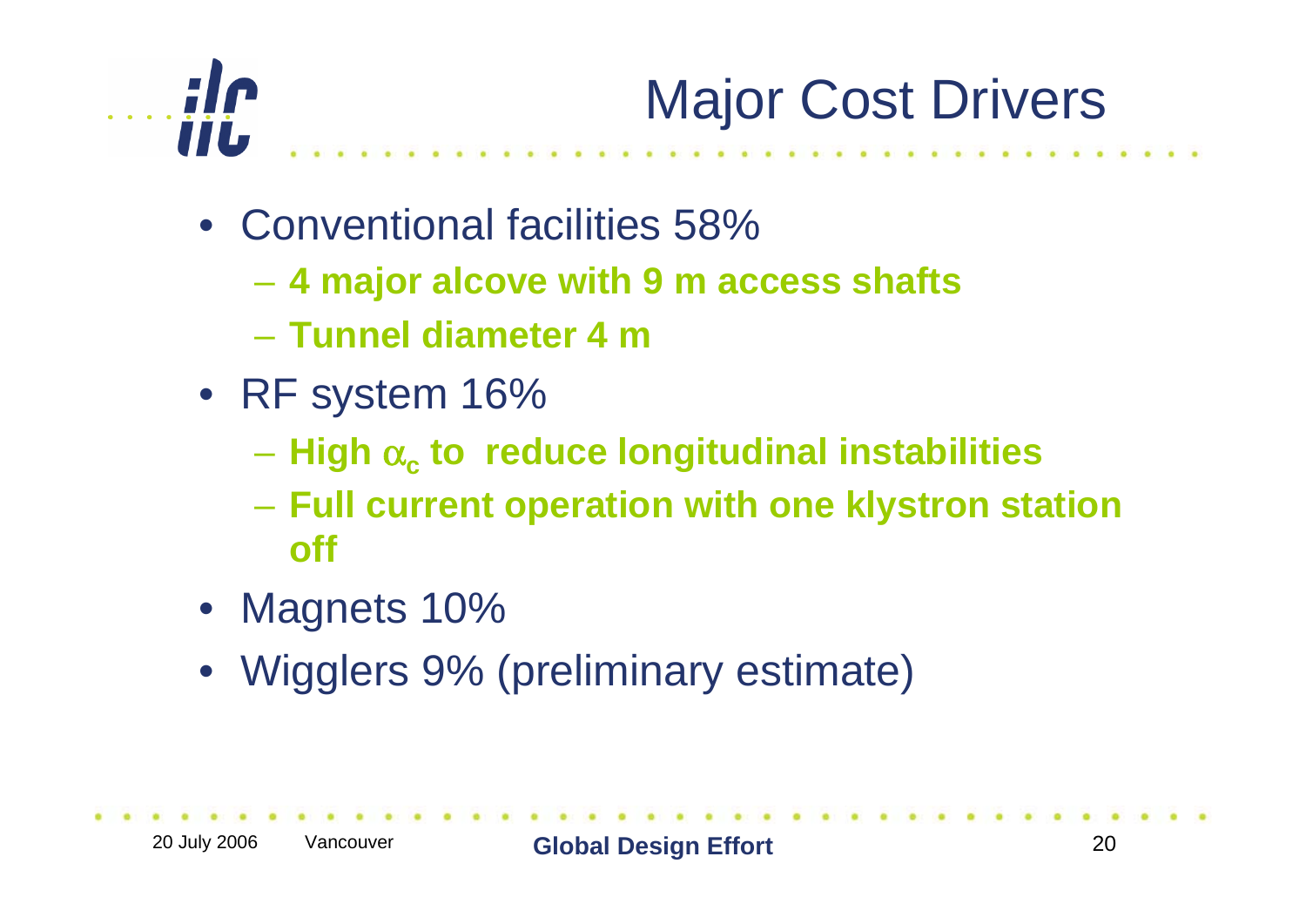# Major Cost Drivers

- Conventional facilities 58%
  - **4 major alcove with 9 m access shafts**
  - **Tunnel diameter 4 m**
- RF system 16%
  - **High $\alpha_c$ to reduce longitudinal instabilities**
  - **Full current operation with one klystron station off**
- Magnets 10%
- Wigglers 9% (preliminary estimate)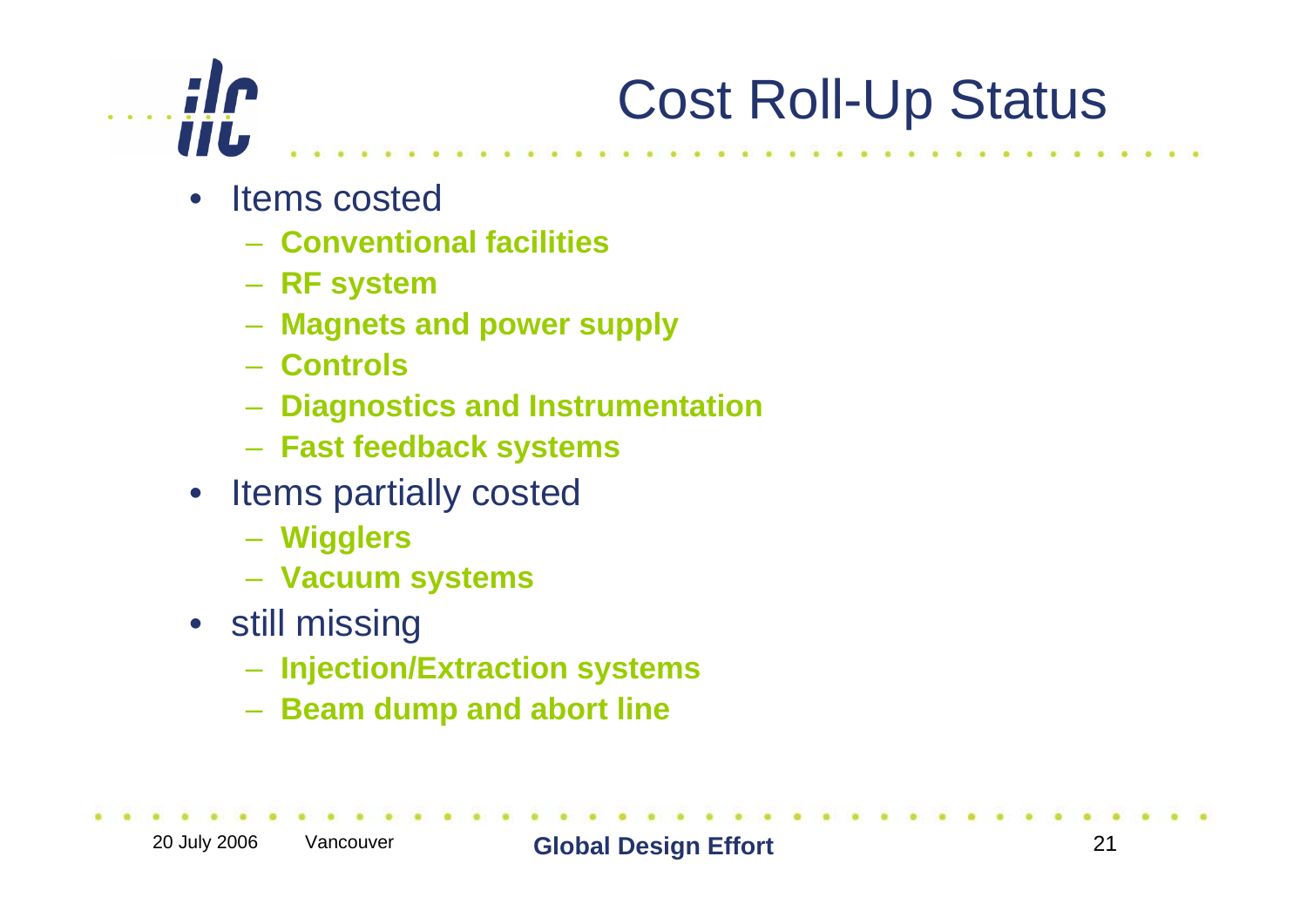# Cost Roll-Up Status

- Items costed
  - **Conventional facilities**
  - **RF system**
  - **Magnets and power supply**
  - **Controls**
  - **Diagnostics and Instrumentation**
  - **Fast feedback systems**
- Items partially costed
  - **Wigglers**
  - **Vacuum systems**
- still missing
  - **Injection/Extraction systems**
  - **Beam dump and abort line**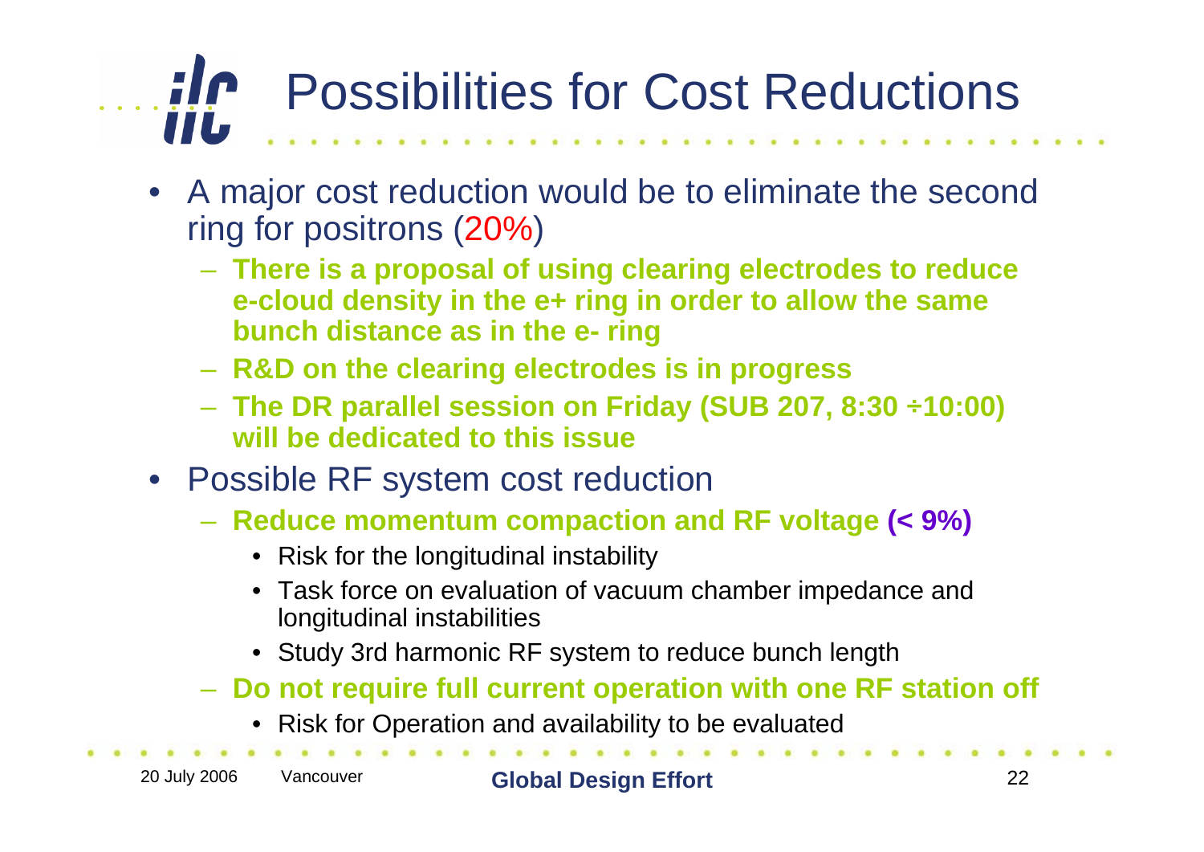# Possibilities for Cost Reductions

- A major cost reduction would be to eliminate the second ring for positrons (20%)
  - **There is a proposal of using clearing electrodes to reduce e-cloud density in the e+ ring in order to allow the same bunch distance as in the e- ring**
  - **R&D on the clearing electrodes is in progress**
  - **The DR parallel session on Friday (SUB 207, 8:30 ÷10:00) will be dedicated to this issue**
- Possible RF system cost reduction
  - **Reduce momentum compaction and RF voltage (< 9%)**
    - Risk for the longitudinal instability
    - Task force on evaluation of vacuum chamber impedance and longitudinal instabilities
    - Study 3rd harmonic RF system to reduce bunch length
  - **Do not require full current operation with one RF station off**
    - Risk for Operation and availability to be evaluated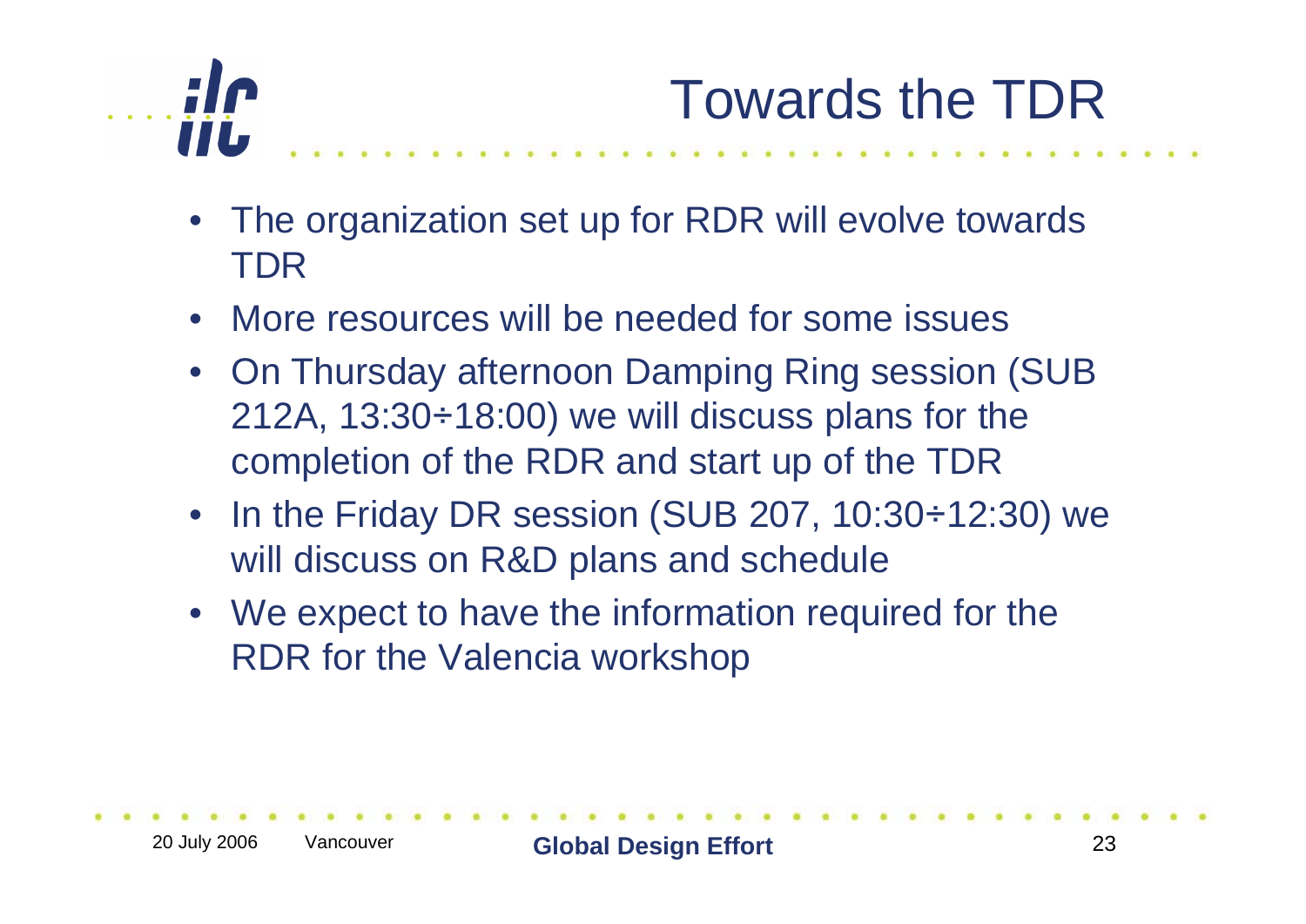# Towards the TDR

- The organization set up for RDR will evolve towards TDR
- More resources will be needed for some issues
- On Thursday afternoon Damping Ring session (SUB 212A, 13:30÷18:00) we will discuss plans for the completion of the RDR and start up of the TDR
- In the Friday DR session (SUB 207, 10:30÷12:30) we will discuss on R&D plans and schedule
- We expect to have the information required for the RDR for the Valencia workshop